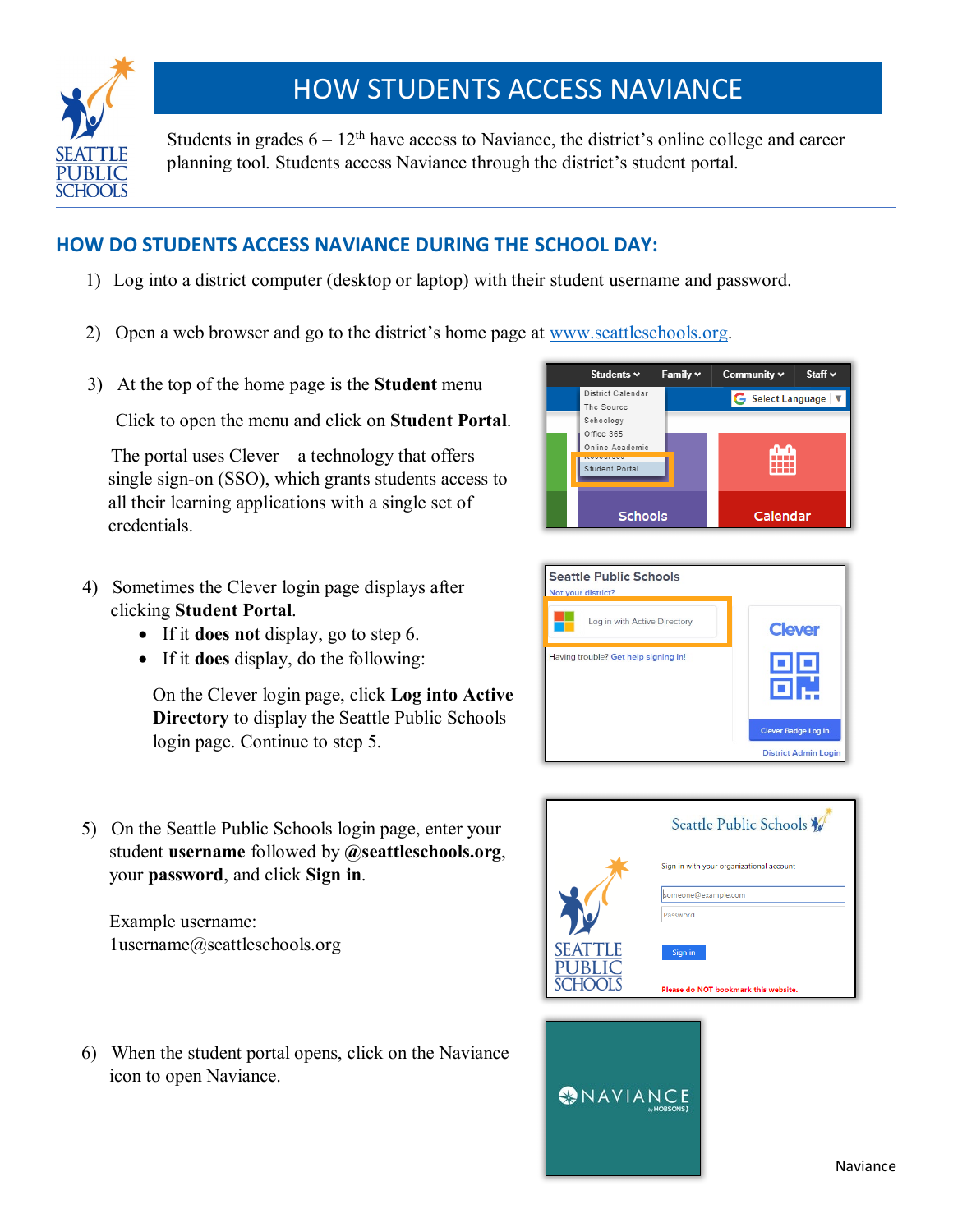# HOW STUDENTS ACCESS NAVIANCE

Students in grades 6 – 12th have access to Naviance, the district's online college and career planning tool. Students access Naviance through the district's student portal.

## HOW DO STUDENTS ACCESS NAVIANCE DURING THE SCHOOL DAY:

1) Log into a district computer (desktop or laptop) with their student username and password.

2) Open a web browser and go to the district's home page at www.seattleschools.org.

3) At the top of the home page is the **Student** menu

   Click to open the menu and click on **Student Portal**.

   The portal uses Clever – a technology that offers single sign-on (SSO), which grants students access to all their learning applications with a single set of credentials.

4) Sometimes the Clever login page displays after clicking **Student Portal**.
   - If it **does not** display, go to step 6.
   - If it **does** display, do the following:

   On the Clever login page, click **Log into Active Directory** to display the Seattle Public Schools login page. Continue to step 5.

5) On the Seattle Public Schools login page, enter your student **username** followed by **@seattleschools.org**, your **password**, and click **Sign in**.

   Example username:
   1username@seattleschools.org

6) When the student portal opens, click on the Naviance icon to open Naviance.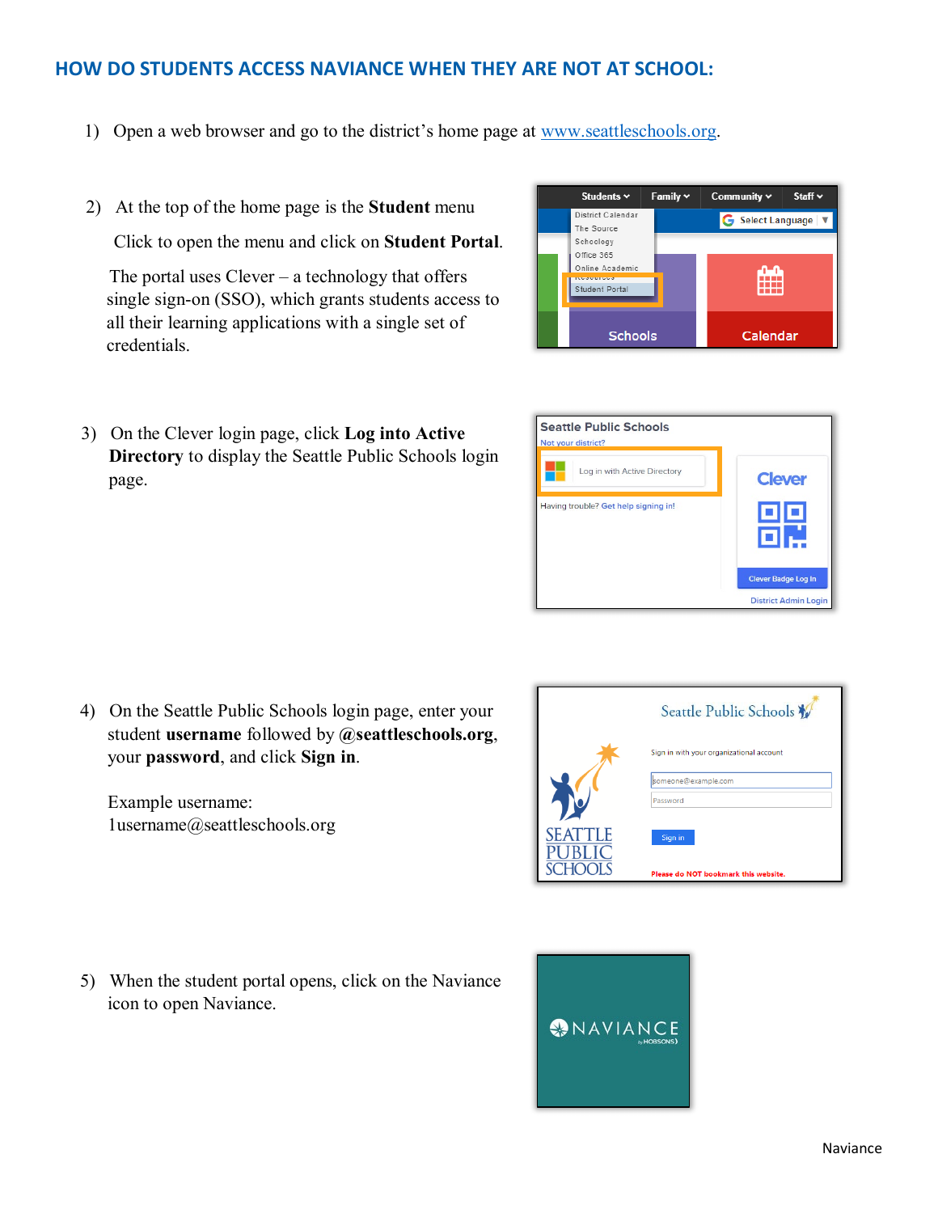## HOW DO STUDENTS ACCESS NAVIANCE WHEN THEY ARE NOT AT SCHOOL:

1) Open a web browser and go to the district's home page at www.seattleschools.org.

2) At the top of the home page is the **Student** menu

   Click to open the menu and click on **Student Portal**.

   The portal uses Clever – a technology that offers single sign-on (SSO), which grants students access to all their learning applications with a single set of credentials.

3) On the Clever login page, click **Log into Active Directory** to display the Seattle Public Schools login page.

4) On the Seattle Public Schools login page, enter your student **username** followed by **@seattleschools.org**, your **password**, and click **Sign in**.

   Example username:
   1username@seattleschools.org

5) When the student portal opens, click on the Naviance icon to open Naviance.